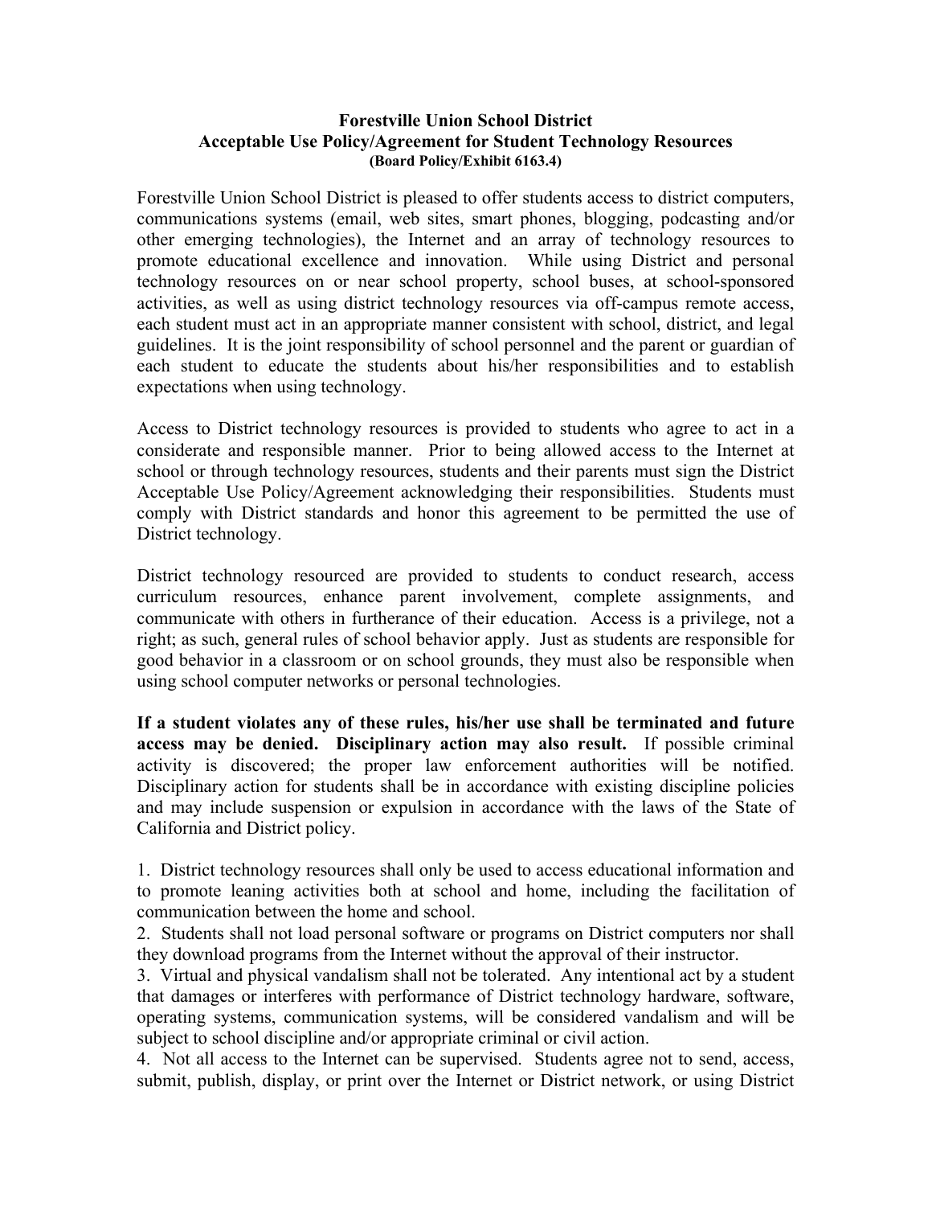**Forestville Union School District**
**Acceptable Use Policy/Agreement for Student Technology Resources**
**(Board Policy/Exhibit 6163.4)**

Forestville Union School District is pleased to offer students access to district computers, communications systems (email, web sites, smart phones, blogging, podcasting and/or other emerging technologies), the Internet and an array of technology resources to promote educational excellence and innovation. While using District and personal technology resources on or near school property, school buses, at school-sponsored activities, as well as using district technology resources via off-campus remote access, each student must act in an appropriate manner consistent with school, district, and legal guidelines. It is the joint responsibility of school personnel and the parent or guardian of each student to educate the students about his/her responsibilities and to establish expectations when using technology.

Access to District technology resources is provided to students who agree to act in a considerate and responsible manner. Prior to being allowed access to the Internet at school or through technology resources, students and their parents must sign the District Acceptable Use Policy/Agreement acknowledging their responsibilities. Students must comply with District standards and honor this agreement to be permitted the use of District technology.

District technology resourced are provided to students to conduct research, access curriculum resources, enhance parent involvement, complete assignments, and communicate with others in furtherance of their education. Access is a privilege, not a right; as such, general rules of school behavior apply. Just as students are responsible for good behavior in a classroom or on school grounds, they must also be responsible when using school computer networks or personal technologies.

**If a student violates any of these rules, his/her use shall be terminated and future access may be denied. Disciplinary action may also result.** If possible criminal activity is discovered; the proper law enforcement authorities will be notified. Disciplinary action for students shall be in accordance with existing discipline policies and may include suspension or expulsion in accordance with the laws of the State of California and District policy.

1. District technology resources shall only be used to access educational information and to promote leaning activities both at school and home, including the facilitation of communication between the home and school.
2. Students shall not load personal software or programs on District computers nor shall they download programs from the Internet without the approval of their instructor.
3. Virtual and physical vandalism shall not be tolerated. Any intentional act by a student that damages or interferes with performance of District technology hardware, software, operating systems, communication systems, will be considered vandalism and will be subject to school discipline and/or appropriate criminal or civil action.
4. Not all access to the Internet can be supervised. Students agree not to send, access, submit, publish, display, or print over the Internet or District network, or using District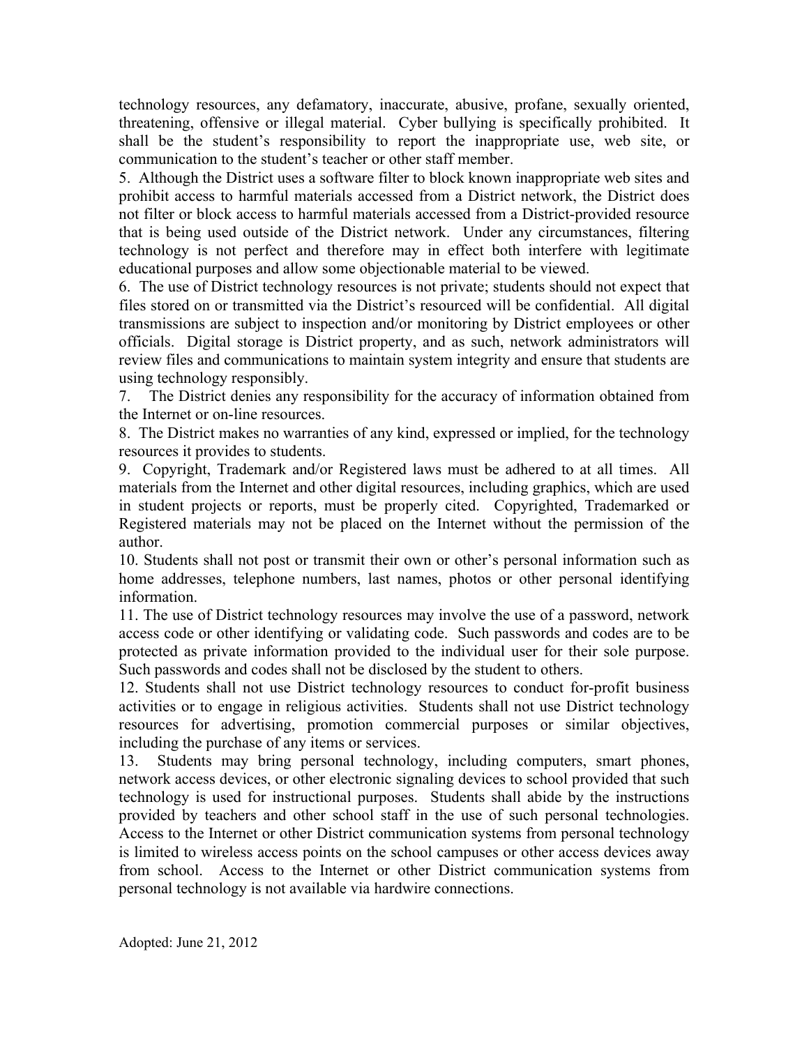technology resources, any defamatory, inaccurate, abusive, profane, sexually oriented, threatening, offensive or illegal material. Cyber bullying is specifically prohibited. It shall be the student's responsibility to report the inappropriate use, web site, or communication to the student's teacher or other staff member.

5. Although the District uses a software filter to block known inappropriate web sites and prohibit access to harmful materials accessed from a District network, the District does not filter or block access to harmful materials accessed from a District-provided resource that is being used outside of the District network. Under any circumstances, filtering technology is not perfect and therefore may in effect both interfere with legitimate educational purposes and allow some objectionable material to be viewed.

6. The use of District technology resources is not private; students should not expect that files stored on or transmitted via the District's resourced will be confidential. All digital transmissions are subject to inspection and/or monitoring by District employees or other officials. Digital storage is District property, and as such, network administrators will review files and communications to maintain system integrity and ensure that students are using technology responsibly.

7. The District denies any responsibility for the accuracy of information obtained from the Internet or on-line resources.

8. The District makes no warranties of any kind, expressed or implied, for the technology resources it provides to students.

9. Copyright, Trademark and/or Registered laws must be adhered to at all times. All materials from the Internet and other digital resources, including graphics, which are used in student projects or reports, must be properly cited. Copyrighted, Trademarked or Registered materials may not be placed on the Internet without the permission of the author.

10. Students shall not post or transmit their own or other's personal information such as home addresses, telephone numbers, last names, photos or other personal identifying information.

11. The use of District technology resources may involve the use of a password, network access code or other identifying or validating code. Such passwords and codes are to be protected as private information provided to the individual user for their sole purpose. Such passwords and codes shall not be disclosed by the student to others.

12. Students shall not use District technology resources to conduct for-profit business activities or to engage in religious activities. Students shall not use District technology resources for advertising, promotion commercial purposes or similar objectives, including the purchase of any items or services.

13. Students may bring personal technology, including computers, smart phones, network access devices, or other electronic signaling devices to school provided that such technology is used for instructional purposes. Students shall abide by the instructions provided by teachers and other school staff in the use of such personal technologies. Access to the Internet or other District communication systems from personal technology is limited to wireless access points on the school campuses or other access devices away from school. Access to the Internet or other District communication systems from personal technology is not available via hardwire connections.

Adopted: June 21, 2012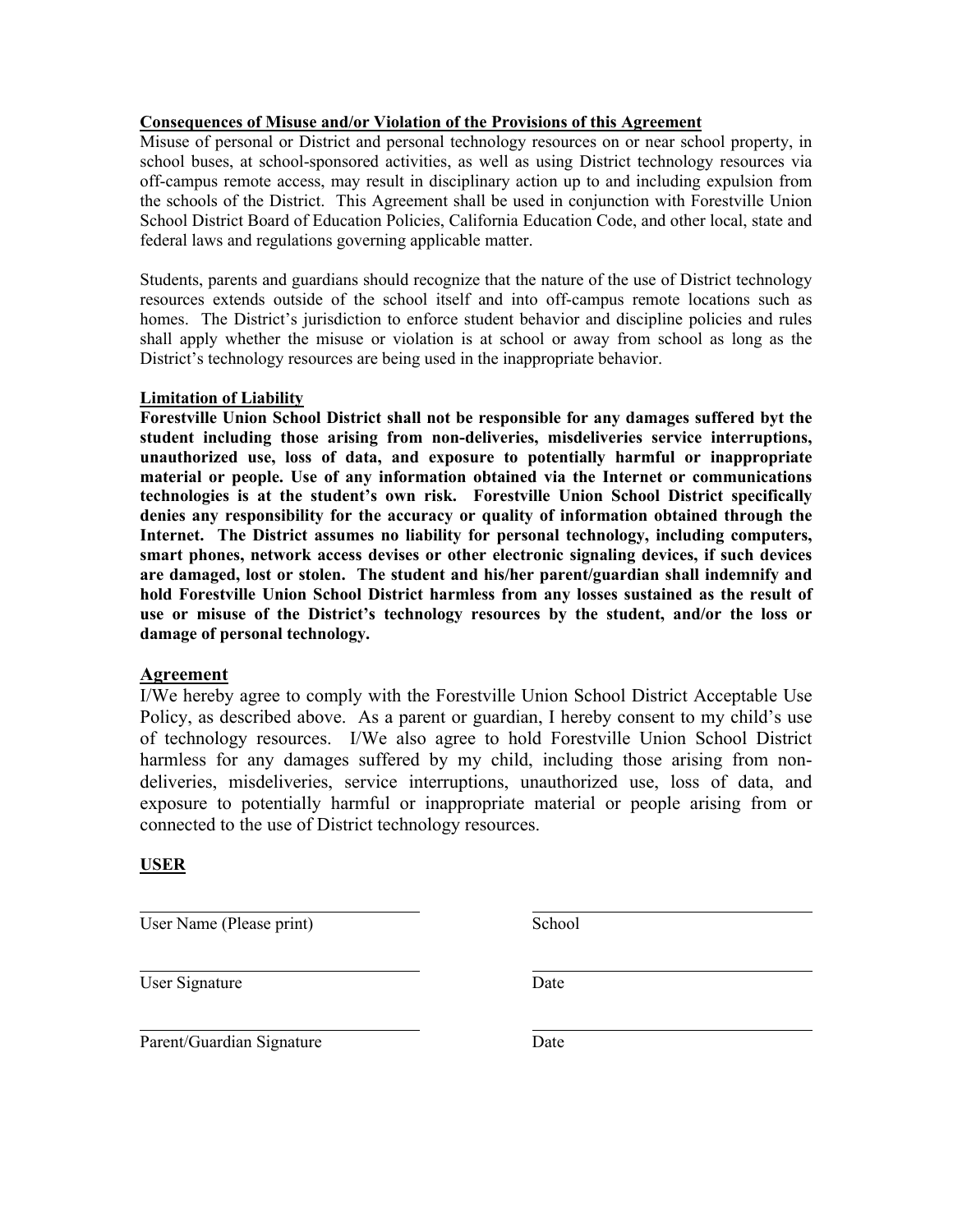**Consequences of Misuse and/or Violation of the Provisions of this Agreement**

Misuse of personal or District and personal technology resources on or near school property, in school buses, at school-sponsored activities, as well as using District technology resources via off-campus remote access, may result in disciplinary action up to and including expulsion from the schools of the District. This Agreement shall be used in conjunction with Forestville Union School District Board of Education Policies, California Education Code, and other local, state and federal laws and regulations governing applicable matter.

Students, parents and guardians should recognize that the nature of the use of District technology resources extends outside of the school itself and into off-campus remote locations such as homes. The District's jurisdiction to enforce student behavior and discipline policies and rules shall apply whether the misuse or violation is at school or away from school as long as the District's technology resources are being used in the inappropriate behavior.

**Limitation of Liability**

**Forestville Union School District shall not be responsible for any damages suffered byt the student including those arising from non-deliveries, misdeliveries service interruptions, unauthorized use, loss of data, and exposure to potentially harmful or inappropriate material or people. Use of any information obtained via the Internet or communications technologies is at the student's own risk. Forestville Union School District specifically denies any responsibility for the accuracy or quality of information obtained through the Internet. The District assumes no liability for personal technology, including computers, smart phones, network access devises or other electronic signaling devices, if such devices are damaged, lost or stolen. The student and his/her parent/guardian shall indemnify and hold Forestville Union School District harmless from any losses sustained as the result of use or misuse of the District's technology resources by the student, and/or the loss or damage of personal technology.**

## Agreement

I/We hereby agree to comply with the Forestville Union School District Acceptable Use Policy, as described above. As a parent or guardian, I hereby consent to my child's use of technology resources. I/We also agree to hold Forestville Union School District harmless for any damages suffered by my child, including those arising from non-deliveries, misdeliveries, service interruptions, unauthorized use, loss of data, and exposure to potentially harmful or inappropriate material or people arising from or connected to the use of District technology resources.

**USER**

| | |
|---|---|
| ______________________________ | ______________________________ |
| User Name (Please print) | School |
| ______________________________ | ______________________________ |
| User Signature | Date |
| ______________________________ | ______________________________ |
| Parent/Guardian Signature | Date |